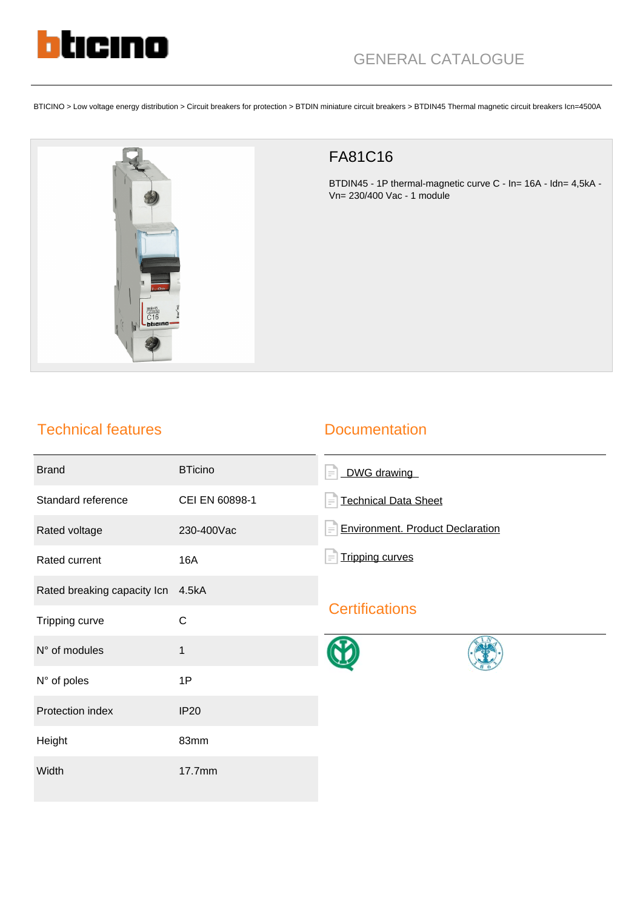GENERAL CATALOGUE

BTICINO > Low voltage energy distribution > Circuit breakers for protection > BTDIN miniature circuit breakers > BTDIN45 Thermal magnetic circuit breakers Icn=4500A

# FA81C16

BTDIN45 - 1P thermal-magnetic curve C - In= 16A - Idn= 4,5kA - Vn= 230/400 Vac - 1 module

## Technical features

| | |
|---|---|
| Brand | BTicino |
| Standard reference | CEI EN 60898-1 |
| Rated voltage | 230-400Vac |
| Rated current | 16A |
| Rated breaking capacity Icn | 4.5kA |
| Tripping curve | C |
| N° of modules | 1 |
| N° of poles | 1P |
| Protection index | IP20 |
| Height | 83mm |
| Width | 17.7mm |

## Documentation

- DWG drawing
- Technical Data Sheet
- Environment. Product Declaration
- Tripping curves

## Certifications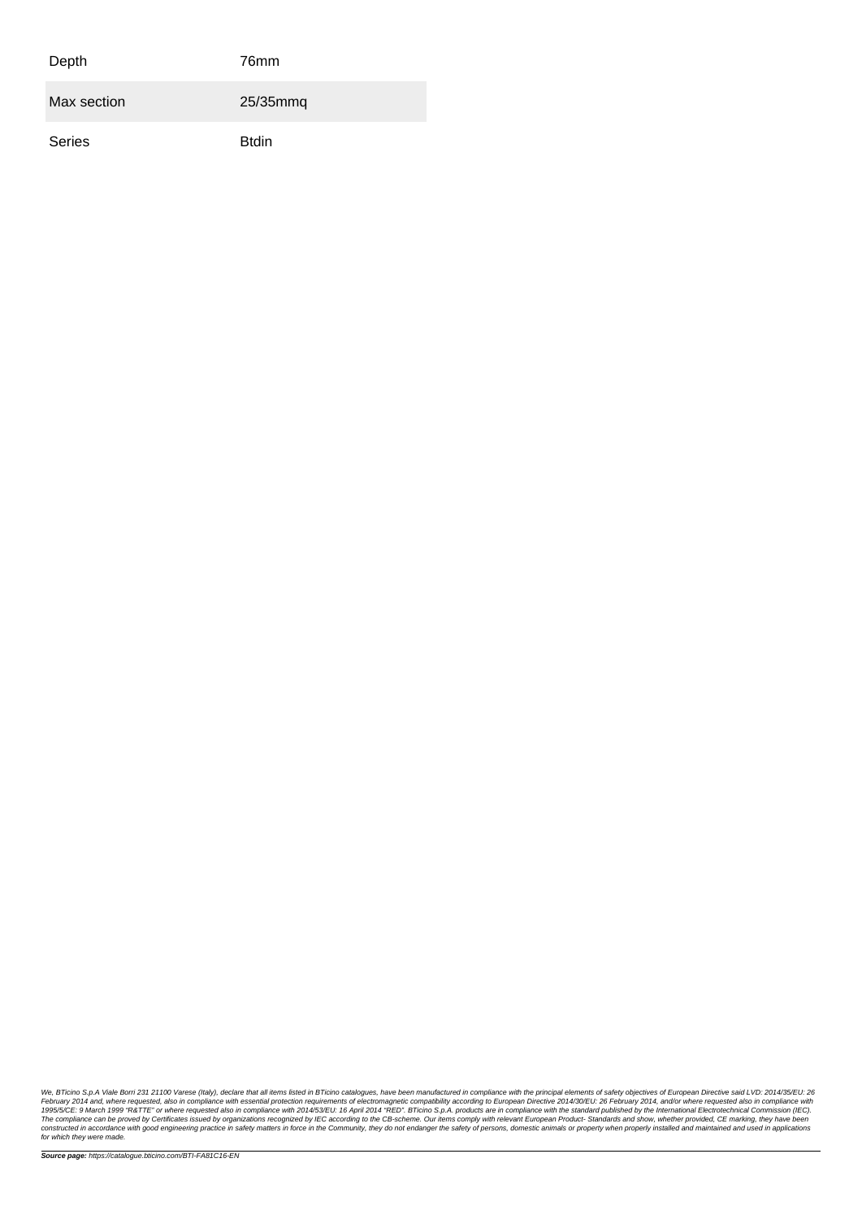| | |
|---|---|
| Depth | 76mm |
| Max section | 25/35mmq |
| Series | Btdin |

*We, BTicino S.p.A Viale Borri 231 21100 Varese (Italy), declare that all items listed in BTicino catalogues, have been manufactured in compliance with the principal elements of safety objectives of European Directive said LVD: 2014/35/EU: 26 February 2014 and, where requested, also in compliance with essential protection requirements of electromagnetic compatibility according to European Directive 2014/30/EU: 26 February 2014, and/or where requested also in compliance with 1995/5/CE: 9 March 1999 "R&TTE" or where requested also in compliance with 2014/53/EU: 16 April 2014 "RED". BTicino S.p.A. products are in compliance with the standard published by the International Electrotechnical Commission (IEC). The compliance can be proved by Certificates issued by organizations recognized by IEC according to the CB-scheme. Our items comply with relevant European Product- Standards and show, whether provided, CE marking, they have been constructed in accordance with good engineering practice in safety matters in force in the Community, they do not endanger the safety of persons, domestic animals or property when properly installed and maintained and used in applications for which they were made.*

***Source page:** https://catalogue.bticino.com/BTI-FA81C16-EN*